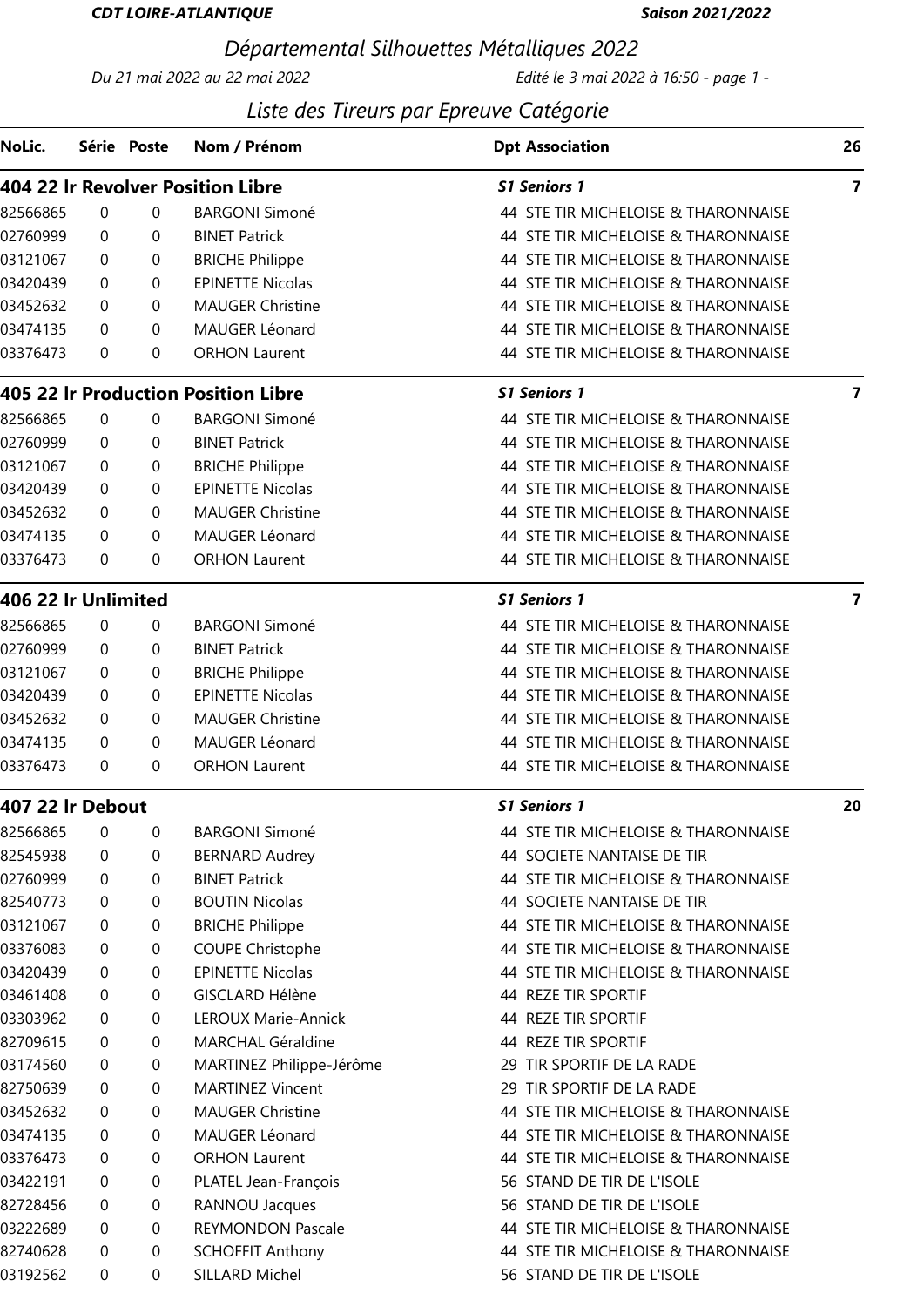**CDT LOIRE-ATLANTIQUE** — **Saison 2021/2022**

# Départemental Silhouettes Métalliques 2022

*Du 21 mai 2022 au 22 mai 2022* — *Edité le 3 mai 2022 à 16:50 - page 1 -*

## Liste des Tireurs par Epreuve Catégorie

| NoLic. | Série | Poste | Nom / Prénom | Dpt | Association | 26 |
|---|---|---|---|---|---|---|
| **404 22 lr Revolver Position Libre** | | | | ***S1 Seniors 1*** | | **7** |
| 82566865 | 0 | 0 | BARGONI Simoné | 44 | STE TIR MICHELOISE & THARONNAISE | |
| 02760999 | 0 | 0 | BINET Patrick | 44 | STE TIR MICHELOISE & THARONNAISE | |
| 03121067 | 0 | 0 | BRICHE Philippe | 44 | STE TIR MICHELOISE & THARONNAISE | |
| 03420439 | 0 | 0 | EPINETTE Nicolas | 44 | STE TIR MICHELOISE & THARONNAISE | |
| 03452632 | 0 | 0 | MAUGER Christine | 44 | STE TIR MICHELOISE & THARONNAISE | |
| 03474135 | 0 | 0 | MAUGER Léonard | 44 | STE TIR MICHELOISE & THARONNAISE | |
| 03376473 | 0 | 0 | ORHON Laurent | 44 | STE TIR MICHELOISE & THARONNAISE | |
| **405 22 lr Production Position Libre** | | | | ***S1 Seniors 1*** | | **7** |
| 82566865 | 0 | 0 | BARGONI Simoné | 44 | STE TIR MICHELOISE & THARONNAISE | |
| 02760999 | 0 | 0 | BINET Patrick | 44 | STE TIR MICHELOISE & THARONNAISE | |
| 03121067 | 0 | 0 | BRICHE Philippe | 44 | STE TIR MICHELOISE & THARONNAISE | |
| 03420439 | 0 | 0 | EPINETTE Nicolas | 44 | STE TIR MICHELOISE & THARONNAISE | |
| 03452632 | 0 | 0 | MAUGER Christine | 44 | STE TIR MICHELOISE & THARONNAISE | |
| 03474135 | 0 | 0 | MAUGER Léonard | 44 | STE TIR MICHELOISE & THARONNAISE | |
| 03376473 | 0 | 0 | ORHON Laurent | 44 | STE TIR MICHELOISE & THARONNAISE | |
| **406 22 lr Unlimited** | | | | ***S1 Seniors 1*** | | **7** |
| 82566865 | 0 | 0 | BARGONI Simoné | 44 | STE TIR MICHELOISE & THARONNAISE | |
| 02760999 | 0 | 0 | BINET Patrick | 44 | STE TIR MICHELOISE & THARONNAISE | |
| 03121067 | 0 | 0 | BRICHE Philippe | 44 | STE TIR MICHELOISE & THARONNAISE | |
| 03420439 | 0 | 0 | EPINETTE Nicolas | 44 | STE TIR MICHELOISE & THARONNAISE | |
| 03452632 | 0 | 0 | MAUGER Christine | 44 | STE TIR MICHELOISE & THARONNAISE | |
| 03474135 | 0 | 0 | MAUGER Léonard | 44 | STE TIR MICHELOISE & THARONNAISE | |
| 03376473 | 0 | 0 | ORHON Laurent | 44 | STE TIR MICHELOISE & THARONNAISE | |
| **407 22 lr Debout** | | | | ***S1 Seniors 1*** | | **20** |
| 82566865 | 0 | 0 | BARGONI Simoné | 44 | STE TIR MICHELOISE & THARONNAISE | |
| 82545938 | 0 | 0 | BERNARD Audrey | 44 | SOCIETE NANTAISE DE TIR | |
| 02760999 | 0 | 0 | BINET Patrick | 44 | STE TIR MICHELOISE & THARONNAISE | |
| 82540773 | 0 | 0 | BOUTIN Nicolas | 44 | SOCIETE NANTAISE DE TIR | |
| 03121067 | 0 | 0 | BRICHE Philippe | 44 | STE TIR MICHELOISE & THARONNAISE | |
| 03376083 | 0 | 0 | COUPE Christophe | 44 | STE TIR MICHELOISE & THARONNAISE | |
| 03420439 | 0 | 0 | EPINETTE Nicolas | 44 | STE TIR MICHELOISE & THARONNAISE | |
| 03461408 | 0 | 0 | GISCLARD Hélène | 44 | REZE TIR SPORTIF | |
| 03303962 | 0 | 0 | LEROUX Marie-Annick | 44 | REZE TIR SPORTIF | |
| 82709615 | 0 | 0 | MARCHAL Géraldine | 44 | REZE TIR SPORTIF | |
| 03174560 | 0 | 0 | MARTINEZ Philippe-Jérôme | 29 | TIR SPORTIF DE LA RADE | |
| 82750639 | 0 | 0 | MARTINEZ Vincent | 29 | TIR SPORTIF DE LA RADE | |
| 03452632 | 0 | 0 | MAUGER Christine | 44 | STE TIR MICHELOISE & THARONNAISE | |
| 03474135 | 0 | 0 | MAUGER Léonard | 44 | STE TIR MICHELOISE & THARONNAISE | |
| 03376473 | 0 | 0 | ORHON Laurent | 44 | STE TIR MICHELOISE & THARONNAISE | |
| 03422191 | 0 | 0 | PLATEL Jean-François | 56 | STAND DE TIR DE L'ISOLE | |
| 82728456 | 0 | 0 | RANNOU Jacques | 56 | STAND DE TIR DE L'ISOLE | |
| 03222689 | 0 | 0 | REYMONDON Pascale | 44 | STE TIR MICHELOISE & THARONNAISE | |
| 82740628 | 0 | 0 | SCHOFFIT Anthony | 44 | STE TIR MICHELOISE & THARONNAISE | |
| 03192562 | 0 | 0 | SILLARD Michel | 56 | STAND DE TIR DE L'ISOLE | |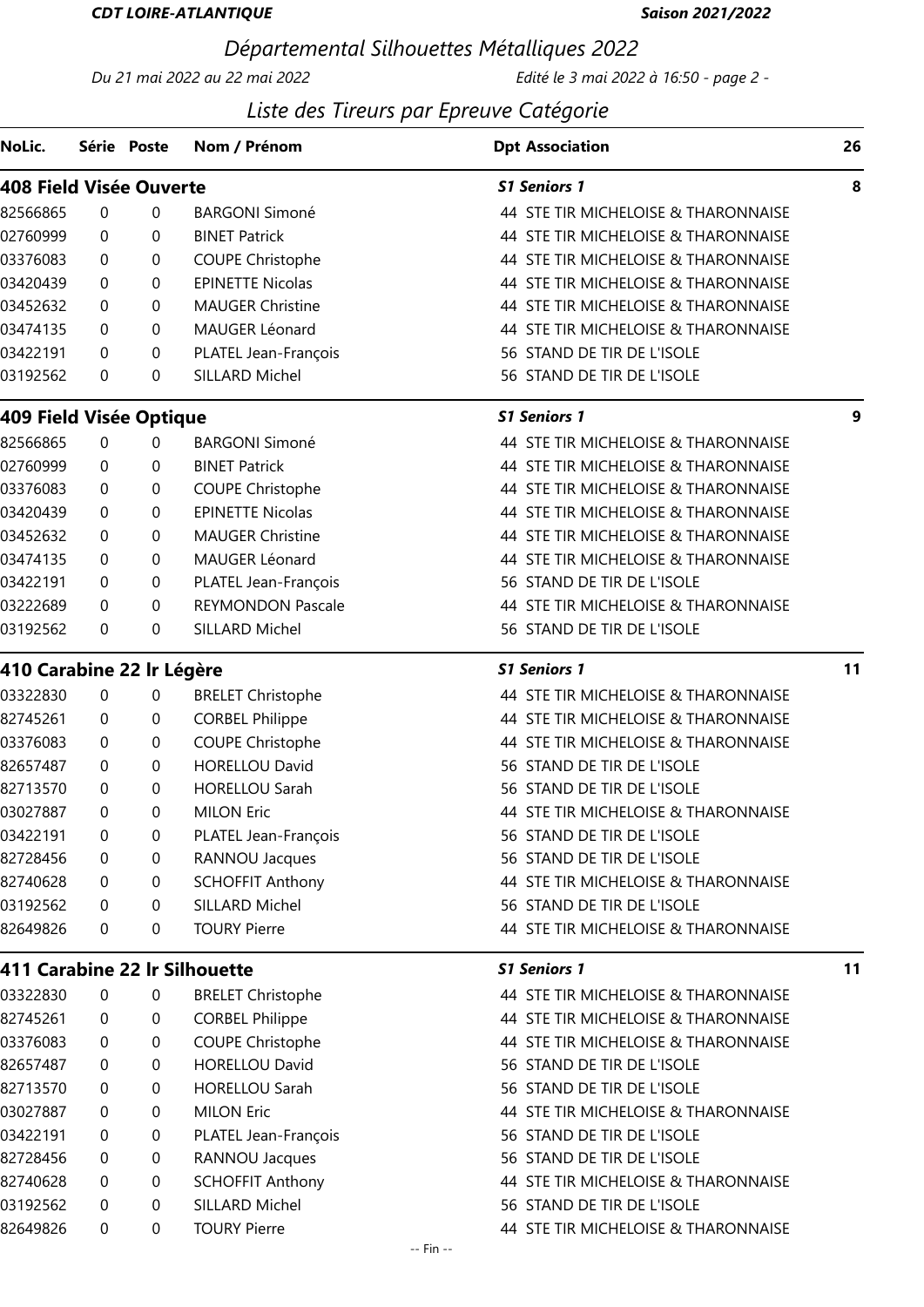# Départemental Silhouettes Métalliques 2022

*Du 21 mai 2022 au 22 mai 2022*

## Liste des Tireurs par Epreuve Catégorie

| NoLic. | Série | Poste | Nom / Prénom | Dpt | Association |
|---|---|---|---|---|---|

Total: 26

### 408 Field Visée Ouverte — *S1 Seniors 1* — 8

| NoLic. | Série | Poste | Nom / Prénom | Dpt | Association |
|---|---|---|---|---|---|
| 82566865 | 0 | 0 | BARGONI Simoné | 44 | STE TIR MICHELOISE & THARONNAISE |
| 02760999 | 0 | 0 | BINET Patrick | 44 | STE TIR MICHELOISE & THARONNAISE |
| 03376083 | 0 | 0 | COUPE Christophe | 44 | STE TIR MICHELOISE & THARONNAISE |
| 03420439 | 0 | 0 | EPINETTE Nicolas | 44 | STE TIR MICHELOISE & THARONNAISE |
| 03452632 | 0 | 0 | MAUGER Christine | 44 | STE TIR MICHELOISE & THARONNAISE |
| 03474135 | 0 | 0 | MAUGER Léonard | 44 | STE TIR MICHELOISE & THARONNAISE |
| 03422191 | 0 | 0 | PLATEL Jean-François | 56 | STAND DE TIR DE L'ISOLE |
| 03192562 | 0 | 0 | SILLARD Michel | 56 | STAND DE TIR DE L'ISOLE |

### 409 Field Visée Optique — *S1 Seniors 1* — 9

| NoLic. | Série | Poste | Nom / Prénom | Dpt | Association |
|---|---|---|---|---|---|
| 82566865 | 0 | 0 | BARGONI Simoné | 44 | STE TIR MICHELOISE & THARONNAISE |
| 02760999 | 0 | 0 | BINET Patrick | 44 | STE TIR MICHELOISE & THARONNAISE |
| 03376083 | 0 | 0 | COUPE Christophe | 44 | STE TIR MICHELOISE & THARONNAISE |
| 03420439 | 0 | 0 | EPINETTE Nicolas | 44 | STE TIR MICHELOISE & THARONNAISE |
| 03452632 | 0 | 0 | MAUGER Christine | 44 | STE TIR MICHELOISE & THARONNAISE |
| 03474135 | 0 | 0 | MAUGER Léonard | 44 | STE TIR MICHELOISE & THARONNAISE |
| 03422191 | 0 | 0 | PLATEL Jean-François | 56 | STAND DE TIR DE L'ISOLE |
| 03222689 | 0 | 0 | REYMONDON Pascale | 44 | STE TIR MICHELOISE & THARONNAISE |
| 03192562 | 0 | 0 | SILLARD Michel | 56 | STAND DE TIR DE L'ISOLE |

### 410 Carabine 22 lr Légère — *S1 Seniors 1* — 11

| NoLic. | Série | Poste | Nom / Prénom | Dpt | Association |
|---|---|---|---|---|---|
| 03322830 | 0 | 0 | BRELET Christophe | 44 | STE TIR MICHELOISE & THARONNAISE |
| 82745261 | 0 | 0 | CORBEL Philippe | 44 | STE TIR MICHELOISE & THARONNAISE |
| 03376083 | 0 | 0 | COUPE Christophe | 44 | STE TIR MICHELOISE & THARONNAISE |
| 82657487 | 0 | 0 | HORELLOU David | 56 | STAND DE TIR DE L'ISOLE |
| 82713570 | 0 | 0 | HORELLOU Sarah | 56 | STAND DE TIR DE L'ISOLE |
| 03027887 | 0 | 0 | MILON Eric | 44 | STE TIR MICHELOISE & THARONNAISE |
| 03422191 | 0 | 0 | PLATEL Jean-François | 56 | STAND DE TIR DE L'ISOLE |
| 82728456 | 0 | 0 | RANNOU Jacques | 56 | STAND DE TIR DE L'ISOLE |
| 82740628 | 0 | 0 | SCHOFFIT Anthony | 44 | STE TIR MICHELOISE & THARONNAISE |
| 03192562 | 0 | 0 | SILLARD Michel | 56 | STAND DE TIR DE L'ISOLE |
| 82649826 | 0 | 0 | TOURY Pierre | 44 | STE TIR MICHELOISE & THARONNAISE |

### 411 Carabine 22 lr Silhouette — *S1 Seniors 1* — 11

| NoLic. | Série | Poste | Nom / Prénom | Dpt | Association |
|---|---|---|---|---|---|
| 03322830 | 0 | 0 | BRELET Christophe | 44 | STE TIR MICHELOISE & THARONNAISE |
| 82745261 | 0 | 0 | CORBEL Philippe | 44 | STE TIR MICHELOISE & THARONNAISE |
| 03376083 | 0 | 0 | COUPE Christophe | 44 | STE TIR MICHELOISE & THARONNAISE |
| 82657487 | 0 | 0 | HORELLOU David | 56 | STAND DE TIR DE L'ISOLE |
| 82713570 | 0 | 0 | HORELLOU Sarah | 56 | STAND DE TIR DE L'ISOLE |
| 03027887 | 0 | 0 | MILON Eric | 44 | STE TIR MICHELOISE & THARONNAISE |
| 03422191 | 0 | 0 | PLATEL Jean-François | 56 | STAND DE TIR DE L'ISOLE |
| 82728456 | 0 | 0 | RANNOU Jacques | 56 | STAND DE TIR DE L'ISOLE |
| 82740628 | 0 | 0 | SCHOFFIT Anthony | 44 | STE TIR MICHELOISE & THARONNAISE |
| 03192562 | 0 | 0 | SILLARD Michel | 56 | STAND DE TIR DE L'ISOLE |
| 82649826 | 0 | 0 | TOURY Pierre | 44 | STE TIR MICHELOISE & THARONNAISE |

-- Fin --